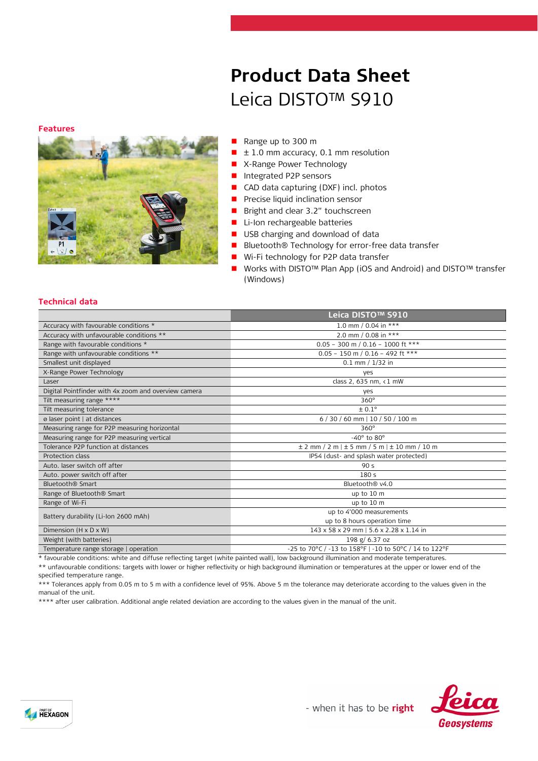# Product Data Sheet

Leica DISTO™ S910

## Features

- Range up to 300 m
- ± 1.0 mm accuracy, 0.1 mm resolution
- X-Range Power Technology
- Integrated P2P sensors
- CAD data capturing (DXF) incl. photos
- Precise liquid inclination sensor
- Bright and clear 3.2" touchscreen
- Li-Ion rechargeable batteries
- USB charging and download of data
- Bluetooth® Technology for error-free data transfer
- Wi-Fi technology for P2P data transfer
- Works with DISTO™ Plan App (iOS and Android) and DISTO™ transfer (Windows)

## Technical data

| | Leica DISTO™ S910 |
|---|---|
| Accuracy with favourable conditions * | 1.0 mm / 0.04 in *** |
| Accuracy with unfavourable conditions ** | 2.0 mm / 0.08 in *** |
| Range with favourable conditions * | 0.05 – 300 m / 0.16 – 1000 ft *** |
| Range with unfavourable conditions ** | 0.05 – 150 m / 0.16 – 492 ft *** |
| Smallest unit displayed | 0.1 mm / 1/32 in |
| X-Range Power Technology | yes |
| Laser | class 2, 635 nm, < 1 mW |
| Digital Pointfinder with 4x zoom and overview camera | yes |
| Tilt measuring range **** | 360° |
| Tilt measuring tolerance | ± 0.1° |
| ø laser point \| at distances | 6 / 30 / 60 mm \| 10 / 50 / 100 m |
| Measuring range for P2P measuring horizontal | 360° |
| Measuring range for P2P measuring vertical | -40° to 80° |
| Tolerance P2P function at distances | ± 2 mm / 2 m \| ± 5 mm / 5 m \| ± 10 mm / 10 m |
| Protection class | IP54 (dust- and splash water protected) |
| Auto. laser switch off after | 90 s |
| Auto. power switch off after | 180 s |
| Bluetooth® Smart | Bluetooth® v4.0 |
| Range of Bluetooth® Smart | up to 10 m |
| Range of Wi-Fi | up to 10 m |
| Battery durability (Li-Ion 2600 mAh) | up to 4'000 measurements<br>up to 8 hours operation time |
| Dimension (H x D x W) | 143 x 58 x 29 mm \| 5.6 x 2.28 x 1.14 in |
| Weight (with batteries) | 198 g/ 6.37 oz |
| Temperature range storage \| operation | -25 to 70°C / -13 to 158°F \| -10 to 50°C / 14 to 122°F |

* favourable conditions: white and diffuse reflecting target (white painted wall), low background illumination and moderate temperatures.

** unfavourable conditions: targets with lower or higher reflectivity or high background illumination or temperatures at the upper or lower end of the specified temperature range.

*** Tolerances apply from 0.05 m to 5 m with a confidence level of 95%. Above 5 m the tolerance may deteriorate according to the values given in the manual of the unit.

**** after user calibration. Additional angle related deviation are according to the values given in the manual of the unit.

- when it has to be **right**

Leica Geosystems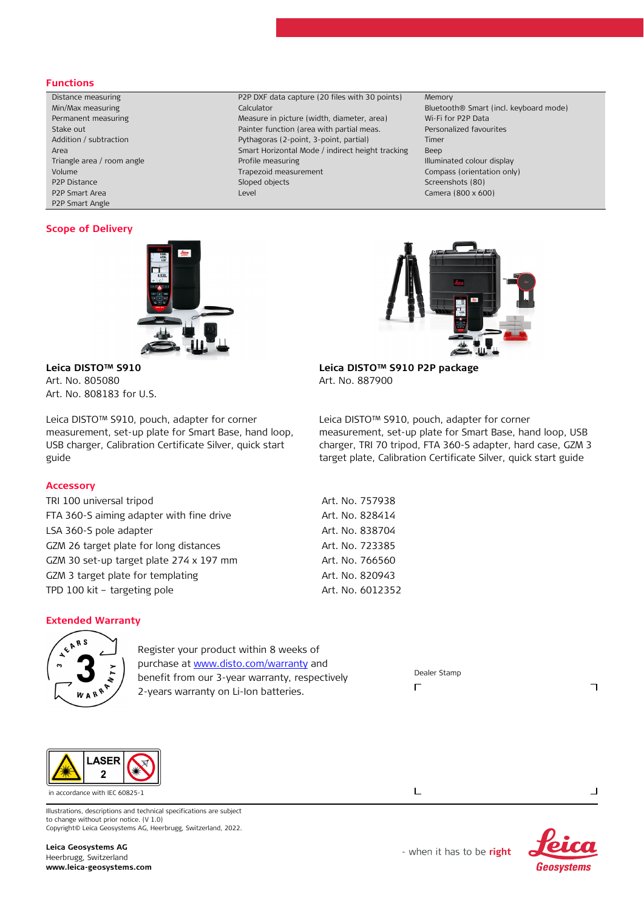## Functions

| | | |
|---|---|---|
| Distance measuring | P2P DXF data capture (20 files with 30 points) | Memory |
| Min/Max measuring | Calculator | Bluetooth® Smart (incl. keyboard mode) |
| Permanent measuring | Measure in picture (width, diameter, area) | Wi-Fi for P2P Data |
| Stake out | Painter function (area with partial meas. | Personalized favourites |
| Addition / subtraction | Pythagoras (2-point, 3-point, partial) | Timer |
| Area | Smart Horizontal Mode / indirect height tracking | Beep |
| Triangle area / room angle | Profile measuring | Illuminated colour display |
| Volume | Trapezoid measurement | Compass (orientation only) |
| P2P Distance | Sloped objects | Screenshots (80) |
| P2P Smart Area | Level | Camera (800 x 600) |
| P2P Smart Angle | | |

## Scope of Delivery

**Leica DISTO™ S910**
Art. No. 805080
Art. No. 808183 for U.S.

Leica DISTO™ S910, pouch, adapter for corner measurement, set-up plate for Smart Base, hand loop, USB charger, Calibration Certificate Silver, quick start guide

**Leica DISTO™ S910 P2P package**
Art. No. 887900

Leica DISTO™ S910, pouch, adapter for corner measurement, set-up plate for Smart Base, hand loop, USB charger, TRI 70 tripod, FTA 360-S adapter, hard case, GZM 3 target plate, Calibration Certificate Silver, quick start guide

## Accessory

| | |
|---|---|
| TRI 100 universal tripod | Art. No. 757938 |
| FTA 360-S aiming adapter with fine drive | Art. No. 828414 |
| LSA 360-S pole adapter | Art. No. 838704 |
| GZM 26 target plate for long distances | Art. No. 723385 |
| GZM 30 set-up target plate 274 x 197 mm | Art. No. 766560 |
| GZM 3 target plate for templating | Art. No. 820943 |
| TPD 100 kit – targeting pole | Art. No. 6012352 |

## Extended Warranty

3 YEARS WARRANTY

Register your product within 8 weeks of purchase at www.disto.com/warranty and benefit from our 3-year warranty, respectively 2-years warranty on Li-Ion batteries.

Dealer Stamp

LASER 2

in accordance with IEC 60825-1

Illustrations, descriptions and technical specifications are subject to change without prior notice. (V 1.0)
Copyright© Leica Geosystems AG, Heerbrugg, Switzerland, 2022.

**Leica Geosystems AG**
Heerbrugg, Switzerland
**www.leica-geosystems.com**

- when it has to be **right**

Leica Geosystems